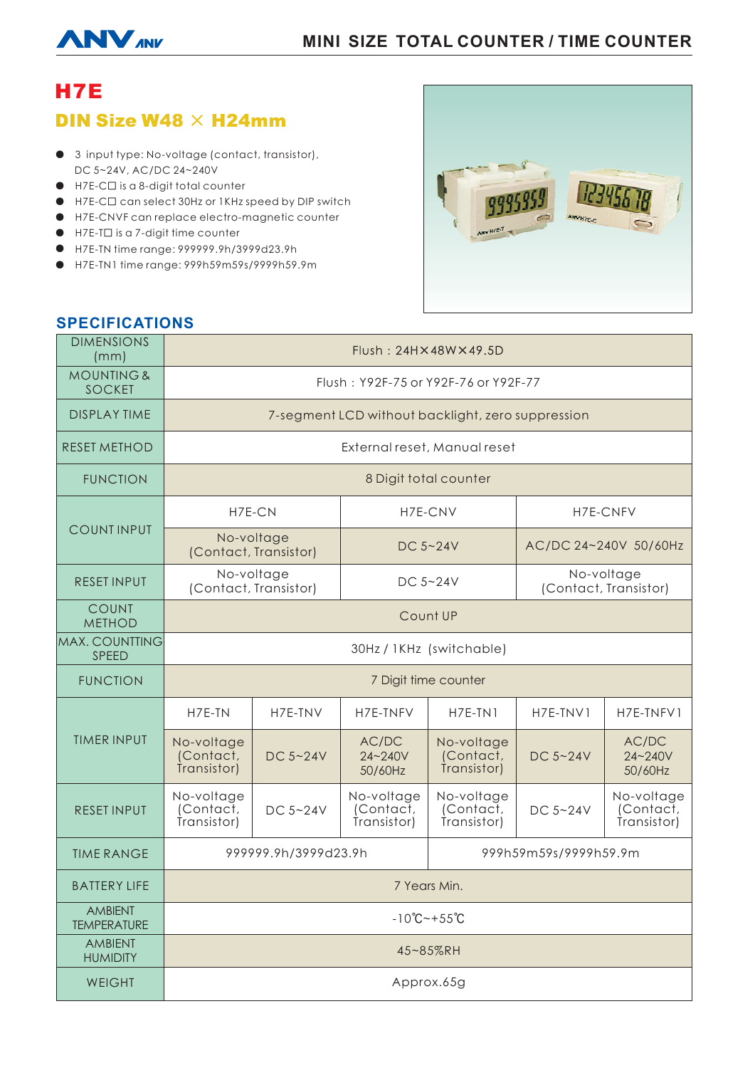# MINI SIZE TOTAL COUNTER / TIME COUNTER

## H7E

### DIN Size W48 × H24mm

- 3 input type: No-voltage (contact, transistor), DC 5~24V, AC/DC 24~240V
- H7E-C☐ is a 8-digit total counter
- H7E-C☐ can select 30Hz or 1KHz speed by DIP switch
- H7E-CNVF can replace electro-magnetic counter
- H7E-T☐ is a 7-digit time counter
- H7E-TN time range: 999999.9h/3999d23.9h
- H7E-TN1 time range: 999h59m59s/9999h59.9m

## SPECIFICATIONS

| DIMENSIONS (mm) | Flush：24H×48W×49.5D | | | | | |
|---|---|---|---|---|---|---|
| MOUNTING & SOCKET | Flush：Y92F-75 or Y92F-76 or Y92F-77 | | | | | |
| DISPLAY TIME | 7-segment LCD without backlight, zero suppression | | | | | |
| RESET METHOD | External reset, Manual reset | | | | | |
| FUNCTION | 8 Digit total counter | | | | | |
| COUNT INPUT | H7E-CN | | H7E-CNV | | H7E-CNFV | |
| | No-voltage (Contact, Transistor) | | DC 5~24V | | AC/DC 24~240V 50/60Hz | |
| RESET INPUT | No-voltage (Contact, Transistor) | | DC 5~24V | | No-voltage (Contact, Transistor) | |
| COUNT METHOD | Count UP | | | | | |
| MAX. COUNTTING SPEED | 30Hz / 1KHz (switchable) | | | | | |
| FUNCTION | 7 Digit time counter | | | | | |
| TIMER INPUT | H7E-TN | H7E-TNV | H7E-TNFV | H7E-TN1 | H7E-TNV1 | H7E-TNFV1 |
| | No-voltage (Contact, Transistor) | DC 5~24V | AC/DC 24~240V 50/60Hz | No-voltage (Contact, Transistor) | DC 5~24V | AC/DC 24~240V 50/60Hz |
| RESET INPUT | No-voltage (Contact, Transistor) | DC 5~24V | No-voltage (Contact, Transistor) | No-voltage (Contact, Transistor) | DC 5~24V | No-voltage (Contact, Transistor) |
| TIME RANGE | 999999.9h/3999d23.9h | | | 999h59m59s/9999h59.9m | | |
| BATTERY LIFE | 7 Years Min. | | | | | |
| AMBIENT TEMPERATURE | -10℃~+55℃ | | | | | |
| AMBIENT HUMIDITY | 45~85%RH | | | | | |
| WEIGHT | Approx.65g | | | | | |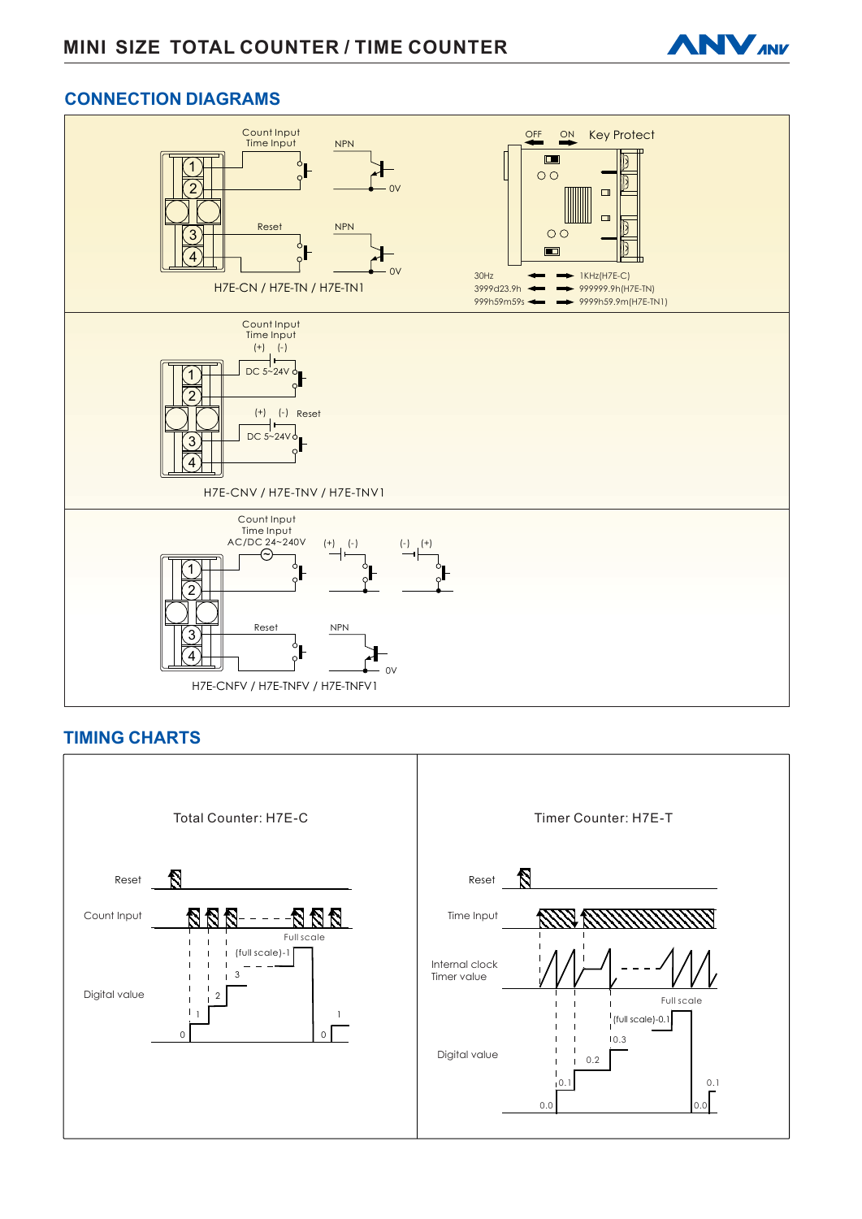## CONNECTION DIAGRAMS

Count Input
Time Input

NPN

0V

Reset

NPN

0V

H7E-CN / H7E-TN / H7E-TN1

OFF ON Key Protect

30Hz ⟵ ⟶ 1KHz(H7E-C)
3999d23.9h ⟵ ⟶ 999999.9h(H7E-TN)
999h59m59s ⟵ ⟶ 9999h59.9m(H7E-TN1)

Count Input
Time Input
(+) (-)
DC 5~24V

(+) (-) Reset
DC 5~24V

H7E-CNV / H7E-TNV / H7E-TNV1

Count Input
Time Input
AC/DC 24~240V

(+) (-)

(-) (+)

Reset

NPN

0V

H7E-CNFV / H7E-TNFV / H7E-TNFV1

## TIMING CHARTS

**Total Counter: H7E-C**

Reset

Count Input

Digital value

Full scale
(full scale)-1
3
2
1
0
0
1

**Timer Counter: H7E-T**

Reset

Time Input

Internal clock
Timer value

Digital value

Full scale
(full scale)-0.1
0.3
0.2
0.1
0.0
0.0
0.1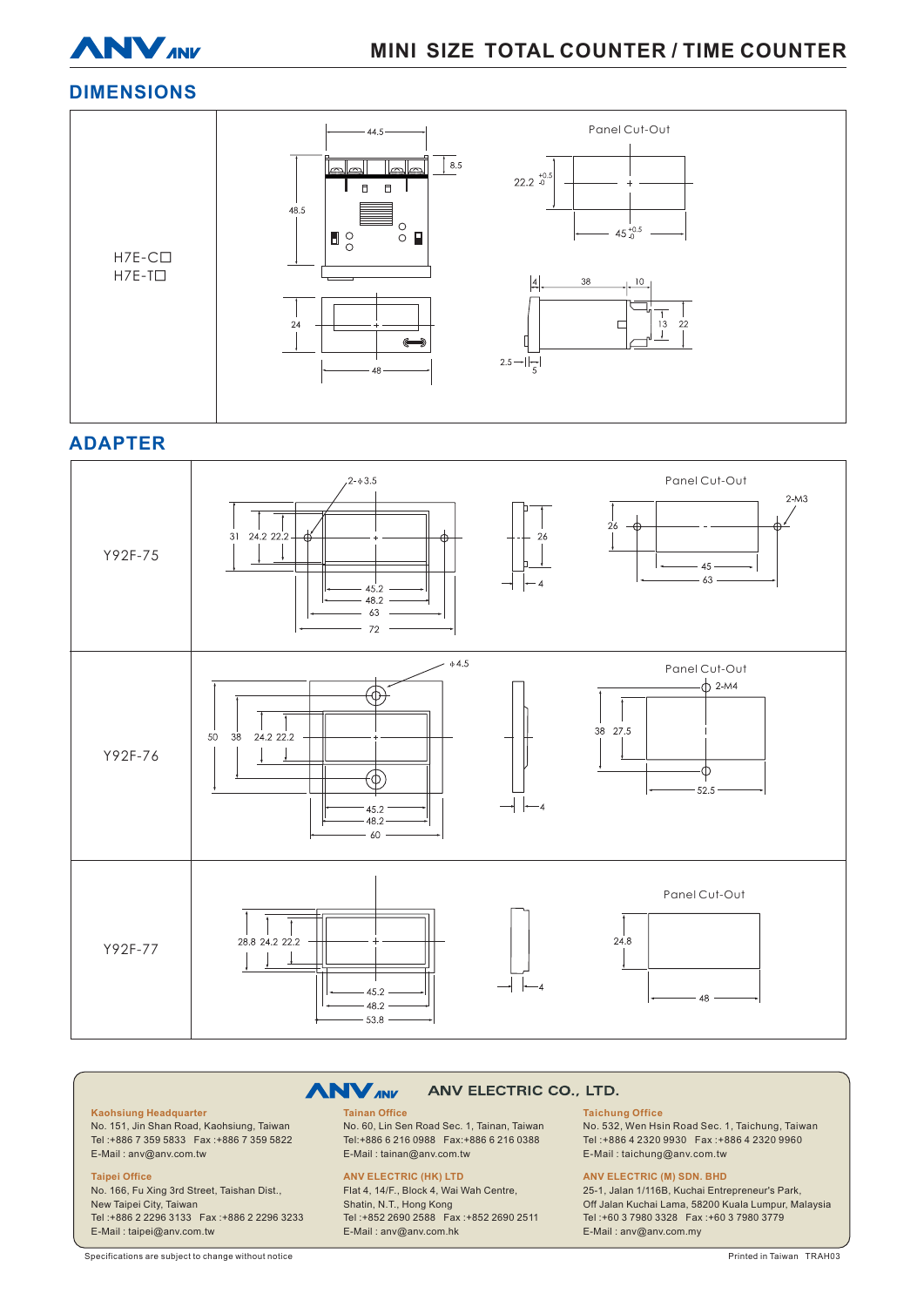# MINI SIZE TOTAL COUNTER / TIME COUNTER

## DIMENSIONS

H7E-C□
H7E-T□

44.5
8.5
48.5
24
48

Panel Cut-Out
22.2 $^{+0.5}_{-0}$
45 $^{+0.5}_{-0}$

4
38
10
13
22
2.5
5

## ADAPTER

Y92F-75

2-φ3.5
31
24.2
22.2
45.2
48.2
63
72
26
4

Panel Cut-Out
2-M3
26
45
63

Y92F-76

φ4.5
50
38
24.2
22.2
45.2
48.2
60
4

Panel Cut-Out
2-M4
38
27.5
52.5

Y92F-77

28.8
24.2
22.2
45.2
48.2
53.8
4

Panel Cut-Out
24.8
48

---

**ANV ELECTRIC CO., LTD.**

**Kaohsiung Headquarter**
No. 151, Jin Shan Road, Kaohsiung, Taiwan
Tel :+886 7 359 5833 Fax :+886 7 359 5822
E-Mail : anv@anv.com.tw

**Tainan Office**
No. 60, Lin Sen Road Sec. 1, Tainan, Taiwan
Tel:+886 6 216 0988 Fax:+886 6 216 0388
E-Mail : tainan@anv.com.tw

**Taichung Office**
No. 532, Wen Hsin Road Sec. 1, Taichung, Taiwan
Tel :+886 4 2320 9930 Fax :+886 4 2320 9960
E-Mail : taichung@anv.com.tw

**Taipei Office**
No. 166, Fu Xing 3rd Street, Taishan Dist.,
New Taipei City, Taiwan
Tel :+886 2 2296 3133 Fax :+886 2 2296 3233
E-Mail : taipei@anv.com.tw

**ANV ELECTRIC (HK) LTD**
Flat 4, 14/F., Block 4, Wai Wah Centre,
Shatin, N.T., Hong Kong
Tel :+852 2690 2588 Fax :+852 2690 2511
E-Mail : anv@anv.com.hk

**ANV ELECTRIC (M) SDN. BHD**
25-1, Jalan 1/116B, Kuchai Entrepreneur's Park,
Off Jalan Kuchai Lama, 58200 Kuala Lumpur, Malaysia
Tel :+60 3 7980 3328 Fax :+60 3 7980 3779
E-Mail : anv@anv.com.my

Specifications are subject to change without notice

Printed in Taiwan TRAH03